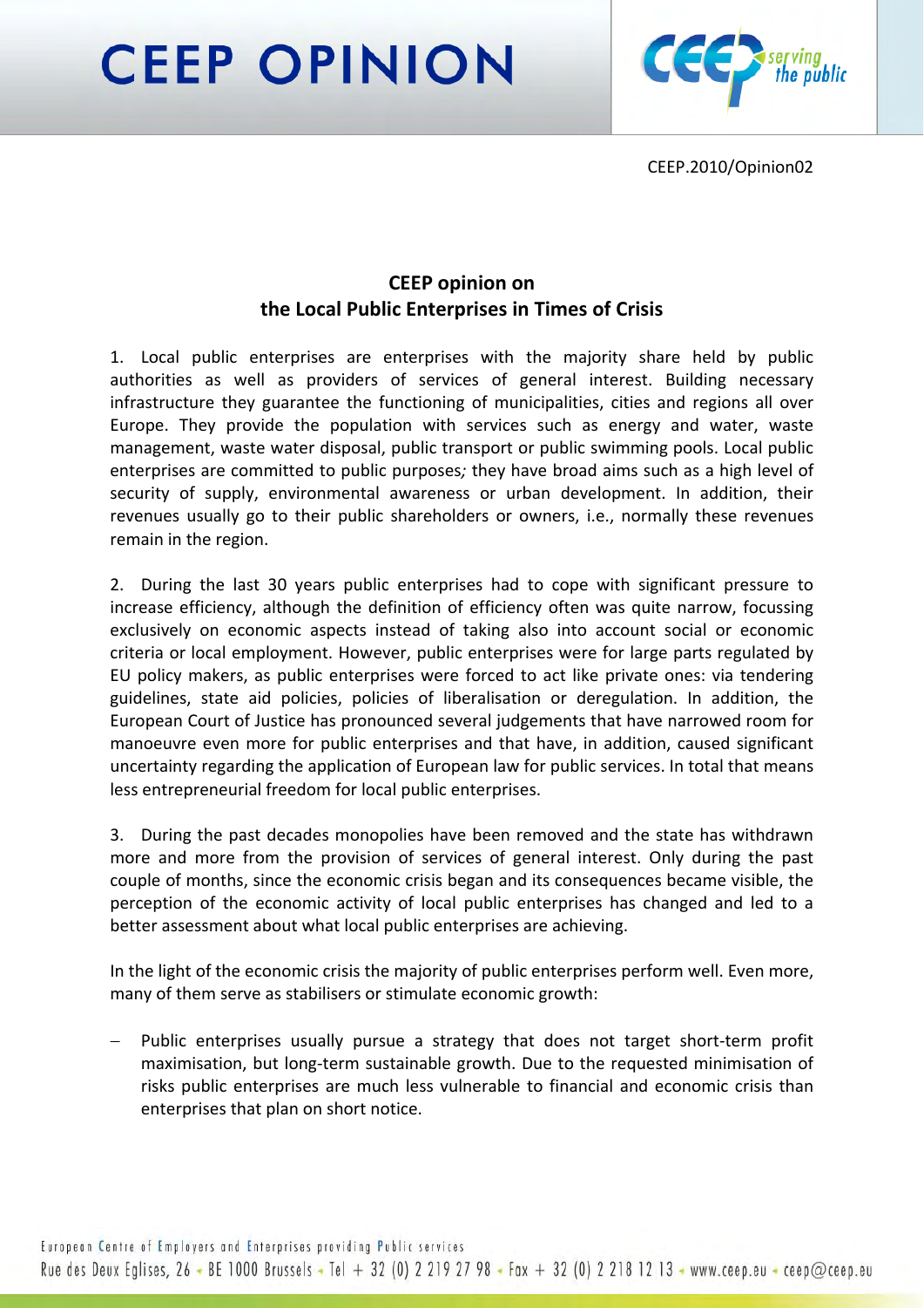# CEEP OPINION

CEEP.2010/Opinion02

## CEEP opinion on the Local Public Enterprises in Times of Crisis

1. Local public enterprises are enterprises with the majority share held by public authorities as well as providers of services of general interest. Building necessary infrastructure they guarantee the functioning of municipalities, cities and regions all over Europe. They provide the population with services such as energy and water, waste management, waste water disposal, public transport or public swimming pools. Local public enterprises are committed to public purposes*;* they have broad aims such as a high level of security of supply, environmental awareness or urban development. In addition, their revenues usually go to their public shareholders or owners, i.e., normally these revenues remain in the region.

2. During the last 30 years public enterprises had to cope with significant pressure to increase efficiency, although the definition of efficiency often was quite narrow, focussing exclusively on economic aspects instead of taking also into account social or economic criteria or local employment. However, public enterprises were for large parts regulated by EU policy makers, as public enterprises were forced to act like private ones: via tendering guidelines, state aid policies, policies of liberalisation or deregulation. In addition, the European Court of Justice has pronounced several judgements that have narrowed room for manoeuvre even more for public enterprises and that have, in addition, caused significant uncertainty regarding the application of European law for public services. In total that means less entrepreneurial freedom for local public enterprises.

3. During the past decades monopolies have been removed and the state has withdrawn more and more from the provision of services of general interest. Only during the past couple of months, since the economic crisis began and its consequences became visible, the perception of the economic activity of local public enterprises has changed and led to a better assessment about what local public enterprises are achieving.

In the light of the economic crisis the majority of public enterprises perform well. Even more, many of them serve as stabilisers or stimulate economic growth:

- Public enterprises usually pursue a strategy that does not target short-term profit maximisation, but long-term sustainable growth. Due to the requested minimisation of risks public enterprises are much less vulnerable to financial and economic crisis than enterprises that plan on short notice.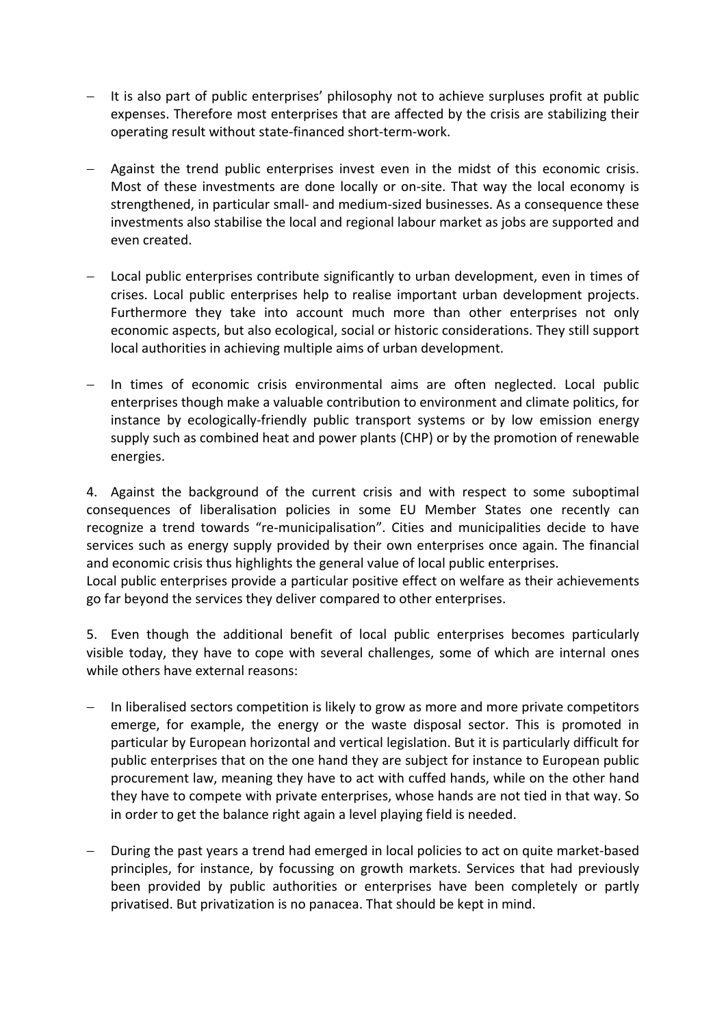- It is also part of public enterprises' philosophy not to achieve surpluses profit at public expenses. Therefore most enterprises that are affected by the crisis are stabilizing their operating result without state-financed short-term-work.

- Against the trend public enterprises invest even in the midst of this economic crisis. Most of these investments are done locally or on-site. That way the local economy is strengthened, in particular small- and medium-sized businesses. As a consequence these investments also stabilise the local and regional labour market as jobs are supported and even created.

- Local public enterprises contribute significantly to urban development, even in times of crises. Local public enterprises help to realise important urban development projects. Furthermore they take into account much more than other enterprises not only economic aspects, but also ecological, social or historic considerations. They still support local authorities in achieving multiple aims of urban development.

- In times of economic crisis environmental aims are often neglected. Local public enterprises though make a valuable contribution to environment and climate politics, for instance by ecologically-friendly public transport systems or by low emission energy supply such as combined heat and power plants (CHP) or by the promotion of renewable energies.

4. Against the background of the current crisis and with respect to some suboptimal consequences of liberalisation policies in some EU Member States one recently can recognize a trend towards "re-municipalisation". Cities and municipalities decide to have services such as energy supply provided by their own enterprises once again. The financial and economic crisis thus highlights the general value of local public enterprises.
Local public enterprises provide a particular positive effect on welfare as their achievements go far beyond the services they deliver compared to other enterprises.

5. Even though the additional benefit of local public enterprises becomes particularly visible today, they have to cope with several challenges, some of which are internal ones while others have external reasons:

- In liberalised sectors competition is likely to grow as more and more private competitors emerge, for example, the energy or the waste disposal sector. This is promoted in particular by European horizontal and vertical legislation. But it is particularly difficult for public enterprises that on the one hand they are subject for instance to European public procurement law, meaning they have to act with cuffed hands, while on the other hand they have to compete with private enterprises, whose hands are not tied in that way. So in order to get the balance right again a level playing field is needed.

- During the past years a trend had emerged in local policies to act on quite market-based principles, for instance, by focussing on growth markets. Services that had previously been provided by public authorities or enterprises have been completely or partly privatised. But privatization is no panacea. That should be kept in mind.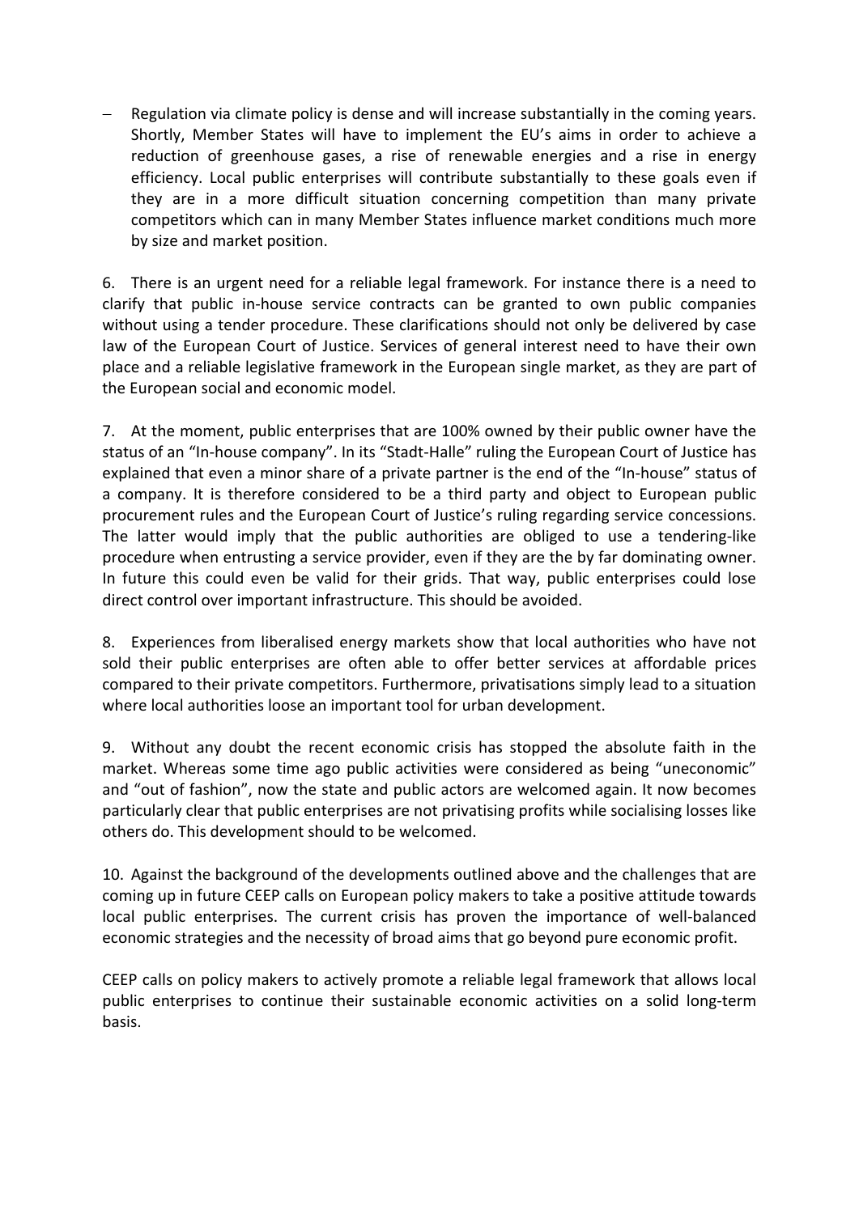- Regulation via climate policy is dense and will increase substantially in the coming years. Shortly, Member States will have to implement the EU's aims in order to achieve a reduction of greenhouse gases, a rise of renewable energies and a rise in energy efficiency. Local public enterprises will contribute substantially to these goals even if they are in a more difficult situation concerning competition than many private competitors which can in many Member States influence market conditions much more by size and market position.

6. There is an urgent need for a reliable legal framework. For instance there is a need to clarify that public in-house service contracts can be granted to own public companies without using a tender procedure. These clarifications should not only be delivered by case law of the European Court of Justice. Services of general interest need to have their own place and a reliable legislative framework in the European single market, as they are part of the European social and economic model.

7. At the moment, public enterprises that are 100% owned by their public owner have the status of an "In-house company". In its "Stadt-Halle" ruling the European Court of Justice has explained that even a minor share of a private partner is the end of the "In-house" status of a company. It is therefore considered to be a third party and object to European public procurement rules and the European Court of Justice's ruling regarding service concessions. The latter would imply that the public authorities are obliged to use a tendering-like procedure when entrusting a service provider, even if they are the by far dominating owner. In future this could even be valid for their grids. That way, public enterprises could lose direct control over important infrastructure. This should be avoided.

8. Experiences from liberalised energy markets show that local authorities who have not sold their public enterprises are often able to offer better services at affordable prices compared to their private competitors. Furthermore, privatisations simply lead to a situation where local authorities loose an important tool for urban development.

9. Without any doubt the recent economic crisis has stopped the absolute faith in the market. Whereas some time ago public activities were considered as being "uneconomic" and "out of fashion", now the state and public actors are welcomed again. It now becomes particularly clear that public enterprises are not privatising profits while socialising losses like others do. This development should to be welcomed.

10. Against the background of the developments outlined above and the challenges that are coming up in future CEEP calls on European policy makers to take a positive attitude towards local public enterprises. The current crisis has proven the importance of well-balanced economic strategies and the necessity of broad aims that go beyond pure economic profit.

CEEP calls on policy makers to actively promote a reliable legal framework that allows local public enterprises to continue their sustainable economic activities on a solid long-term basis.